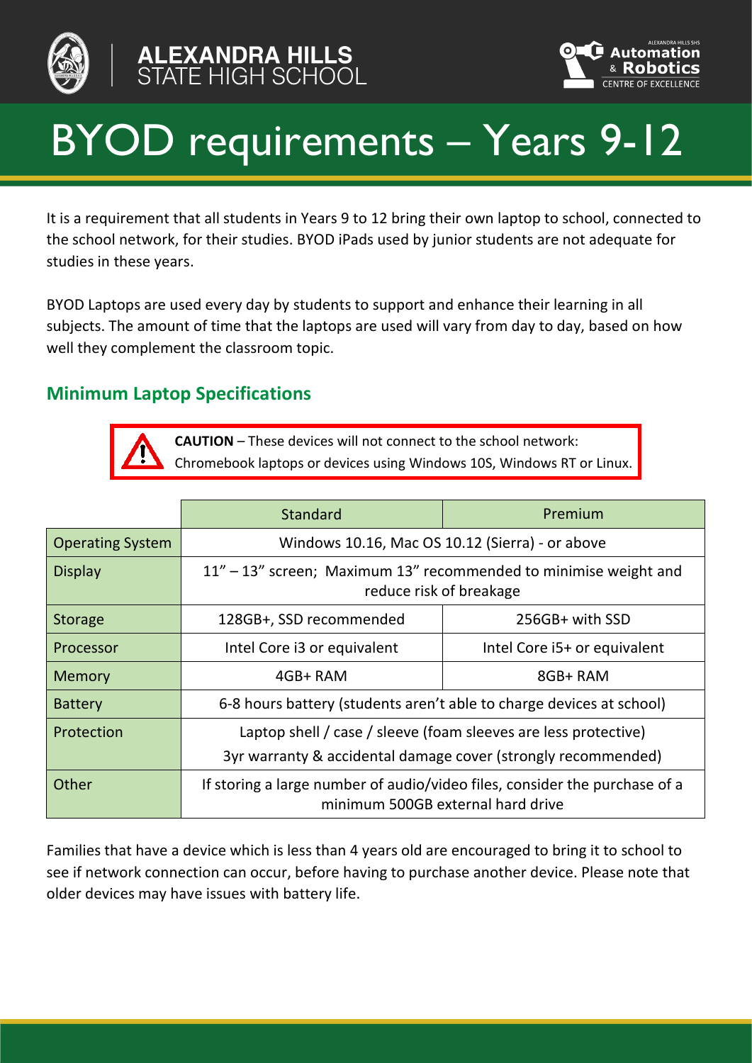ALEXANDRA HILLS STATE HIGH SCHOOL

Automation & Robotics CENTRE OF EXCELLENCE

# BYOD requirements – Years 9-12

It is a requirement that all students in Years 9 to 12 bring their own laptop to school, connected to the school network, for their studies. BYOD iPads used by junior students are not adequate for studies in these years.

BYOD Laptops are used every day by students to support and enhance their learning in all subjects. The amount of time that the laptops are used will vary from day to day, based on how well they complement the classroom topic.

## Minimum Laptop Specifications

> **CAUTION** – These devices will not connect to the school network: Chromebook laptops or devices using Windows 10S, Windows RT or Linux.

| | Standard | Premium |
|---|---|---|
| Operating System | Windows 10.16, Mac OS 10.12 (Sierra) - or above | |
| Display | 11" – 13" screen; Maximum 13" recommended to minimise weight and reduce risk of breakage | |
| Storage | 128GB+, SSD recommended | 256GB+ with SSD |
| Processor | Intel Core i3 or equivalent | Intel Core i5+ or equivalent |
| Memory | 4GB+ RAM | 8GB+ RAM |
| Battery | 6-8 hours battery (students aren't able to charge devices at school) | |
| Protection | Laptop shell / case / sleeve (foam sleeves are less protective)<br>3yr warranty & accidental damage cover (strongly recommended) | |
| Other | If storing a large number of audio/video files, consider the purchase of a minimum 500GB external hard drive | |

Families that have a device which is less than 4 years old are encouraged to bring it to school to see if network connection can occur, before having to purchase another device. Please note that older devices may have issues with battery life.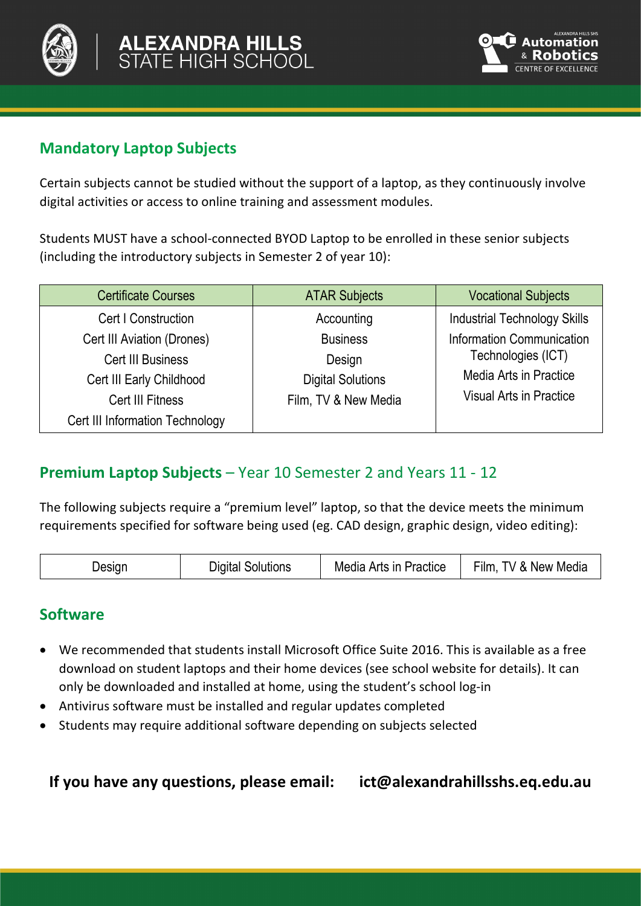## Mandatory Laptop Subjects

Certain subjects cannot be studied without the support of a laptop, as they continuously involve digital activities or access to online training and assessment modules.

Students MUST have a school-connected BYOD Laptop to be enrolled in these senior subjects (including the introductory subjects in Semester 2 of year 10):

| Certificate Courses | ATAR Subjects | Vocational Subjects |
|---|---|---|
| Cert I Construction | Accounting | Industrial Technology Skills |
| Cert III Aviation (Drones) | Business | Information Communication Technologies (ICT) |
| Cert III Business | Design | Media Arts in Practice |
| Cert III Early Childhood | Digital Solutions | Visual Arts in Practice |
| Cert III Fitness | Film, TV & New Media | |
| Cert III Information Technology | | |

## Premium Laptop Subjects – Year 10 Semester 2 and Years 11 - 12

The following subjects require a "premium level" laptop, so that the device meets the minimum requirements specified for software being used (eg. CAD design, graphic design, video editing):

| | | | |
|---|---|---|---|
| Design | Digital Solutions | Media Arts in Practice | Film, TV & New Media |

## Software

- We recommended that students install Microsoft Office Suite 2016. This is available as a free download on student laptops and their home devices (see school website for details). It can only be downloaded and installed at home, using the student's school log-in
- Antivirus software must be installed and regular updates completed
- Students may require additional software depending on subjects selected

**If you have any questions, please email: ict@alexandrahillsshs.eq.edu.au**